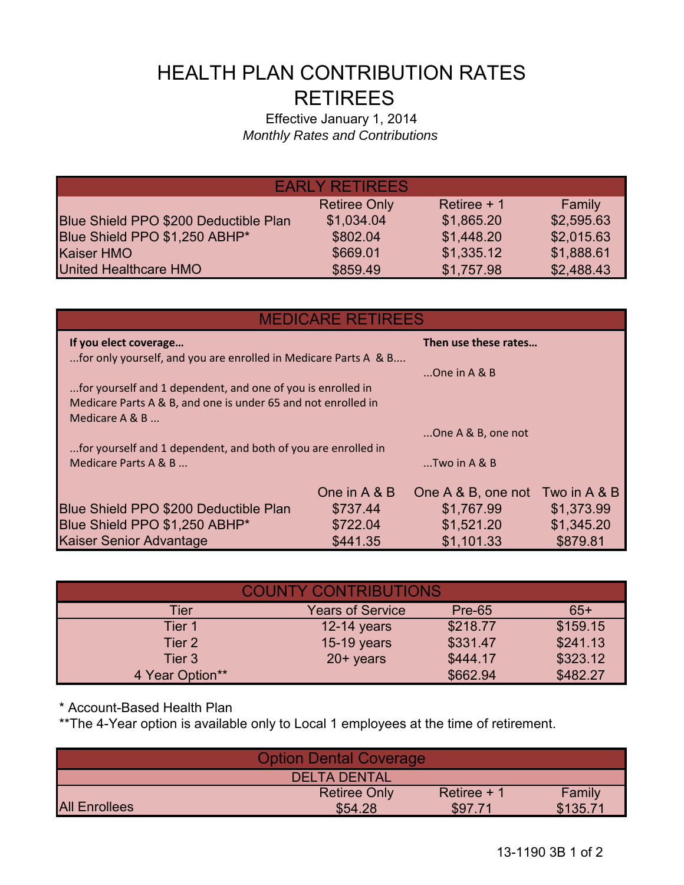# HEALTH PLAN CONTRIBUTION RATES
# RETIREES

Effective January 1, 2014

*Monthly Rates and Contributions*

| EARLY RETIREES | | | |
|---|---|---|---|
| | Retiree Only | Retiree + 1 | Family |
| Blue Shield PPO $200 Deductible Plan | $1,034.04 | $1,865.20 | $2,595.63 |
| Blue Shield PPO $1,250 ABHP* | $802.04 | $1,448.20 | $2,015.63 |
| Kaiser HMO | $669.01 | $1,335.12 | $1,888.61 |
| United Healthcare HMO | $859.49 | $1,757.98 | $2,488.43 |

## MEDICARE RETIREES

| If you elect coverage… | Then use these rates… |
|---|---|
| …for only yourself, and you are enrolled in Medicare Parts A & B…. | …One in A & B |
| …for yourself and 1 dependent, and one of you is enrolled in Medicare Parts A & B, and one is under 65 and not enrolled in Medicare A & B … | …One A & B, one not |
| …for yourself and 1 dependent, and both of you are enrolled in Medicare Parts A & B … | …Two in A & B |

| | One in A & B | One A & B, one not | Two in A & B |
|---|---|---|---|
| Blue Shield PPO $200 Deductible Plan | $737.44 | $1,767.99 | $1,373.99 |
| Blue Shield PPO $1,250 ABHP* | $722.04 | $1,521.20 | $1,345.20 |
| Kaiser Senior Advantage | $441.35 | $1,101.33 | $879.81 |

| COUNTY CONTRIBUTIONS | | | |
|---|---|---|---|
| Tier | Years of Service | Pre-65 | 65+ |
| Tier 1 | 12-14 years | $218.77 | $159.15 |
| Tier 2 | 15-19 years | $331.47 | $241.13 |
| Tier 3 | 20+ years | $444.17 | $323.12 |
| 4 Year Option** | | $662.94 | $482.27 |

* Account-Based Health Plan

**The 4-Year option is available only to Local 1 employees at the time of retirement.

| Option Dental Coverage | | | |
|---|---|---|---|
| DELTA DENTAL | | | |
| | Retiree Only | Retiree + 1 | Family |
| All Enrollees | $54.28 | $97.71 | $135.71 |

13-1190 3B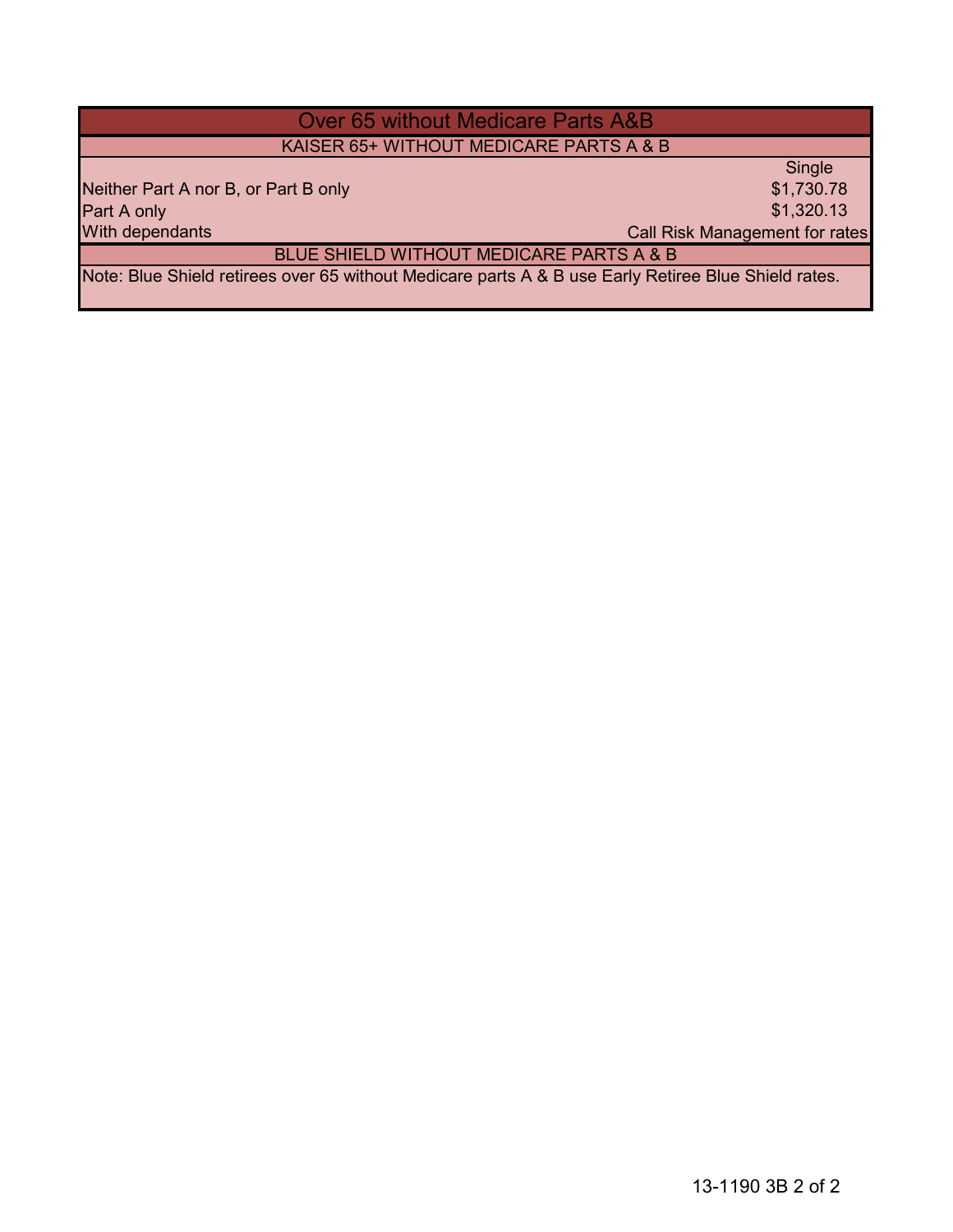## Over 65 without Medicare Parts A&B

| KAISER 65+ WITHOUT MEDICARE PARTS A & B | |
|---|---|
| | Single |
| Neither Part A nor B, or Part B only | $1,730.78 |
| Part A only | $1,320.13 |
| With dependants | Call Risk Management for rates |

### BLUE SHIELD WITHOUT MEDICARE PARTS A & B

Note: Blue Shield retirees over 65 without Medicare parts A & B use Early Retiree Blue Shield rates.

13-1190 3B